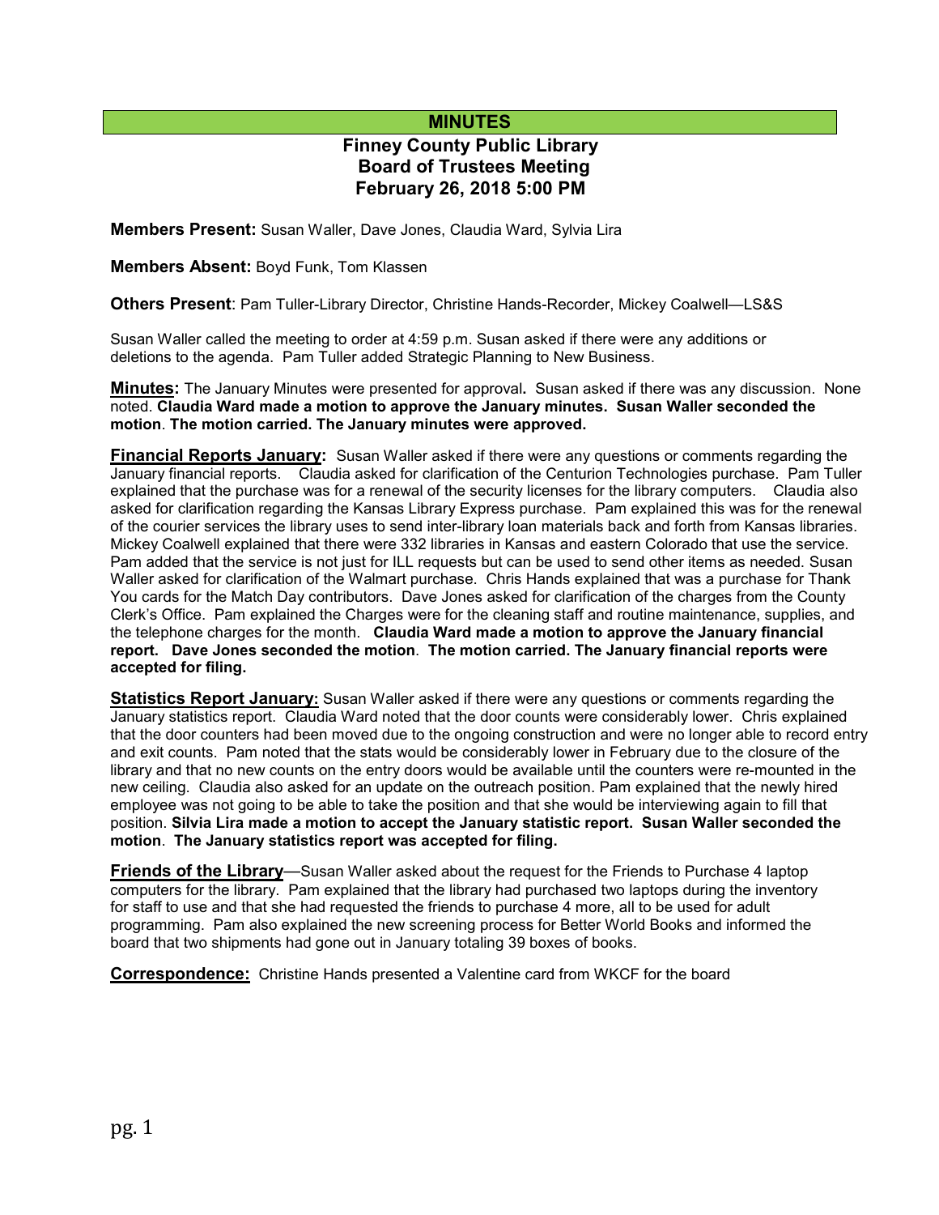# MINUTES

## Finney County Public Library Board of Trustees Meeting February 26, 2018 5:00 PM

**Members Present:** Susan Waller, Dave Jones, Claudia Ward, Sylvia Lira

**Members Absent:** Boyd Funk, Tom Klassen

**Others Present**: Pam Tuller-Library Director, Christine Hands-Recorder, Mickey Coalwell—LS&S

Susan Waller called the meeting to order at 4:59 p.m. Susan asked if there were any additions or deletions to the agenda. Pam Tuller added Strategic Planning to New Business.

**Minutes:** The January Minutes were presented for approval**.** Susan asked if there was any discussion. None noted. **Claudia Ward made a motion to approve the January minutes. Susan Waller seconded the motion**. **The motion carried. The January minutes were approved.**

**Financial Reports January:** Susan Waller asked if there were any questions or comments regarding the January financial reports. Claudia asked for clarification of the Centurion Technologies purchase. Pam Tuller explained that the purchase was for a renewal of the security licenses for the library computers. Claudia also asked for clarification regarding the Kansas Library Express purchase. Pam explained this was for the renewal of the courier services the library uses to send inter-library loan materials back and forth from Kansas libraries. Mickey Coalwell explained that there were 332 libraries in Kansas and eastern Colorado that use the service. Pam added that the service is not just for ILL requests but can be used to send other items as needed. Susan Waller asked for clarification of the Walmart purchase. Chris Hands explained that was a purchase for Thank You cards for the Match Day contributors. Dave Jones asked for clarification of the charges from the County Clerk's Office. Pam explained the Charges were for the cleaning staff and routine maintenance, supplies, and the telephone charges for the month. **Claudia Ward made a motion to approve the January financial report. Dave Jones seconded the motion**. **The motion carried. The January financial reports were accepted for filing.**

**Statistics Report January:** Susan Waller asked if there were any questions or comments regarding the January statistics report. Claudia Ward noted that the door counts were considerably lower. Chris explained that the door counters had been moved due to the ongoing construction and were no longer able to record entry and exit counts. Pam noted that the stats would be considerably lower in February due to the closure of the library and that no new counts on the entry doors would be available until the counters were re-mounted in the new ceiling. Claudia also asked for an update on the outreach position. Pam explained that the newly hired employee was not going to be able to take the position and that she would be interviewing again to fill that position. **Silvia Lira made a motion to accept the January statistic report. Susan Waller seconded the motion**. **The January statistics report was accepted for filing.**

**Friends of the Library**—Susan Waller asked about the request for the Friends to Purchase 4 laptop computers for the library. Pam explained that the library had purchased two laptops during the inventory for staff to use and that she had requested the friends to purchase 4 more, all to be used for adult programming. Pam also explained the new screening process for Better World Books and informed the board that two shipments had gone out in January totaling 39 boxes of books.

**Correspondence:** Christine Hands presented a Valentine card from WKCF for the board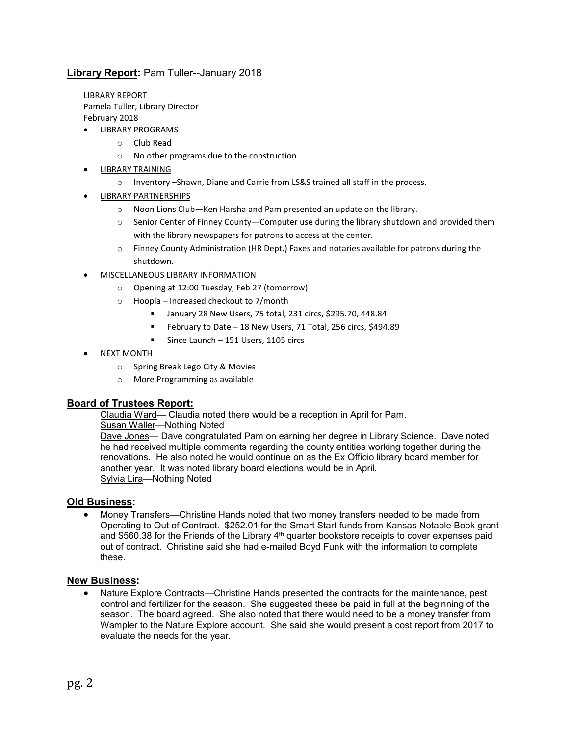## **Library Report:** Pam Tuller--January 2018

LIBRARY REPORT
Pamela Tuller, Library Director
February 2018

- LIBRARY PROGRAMS
  - Club Read
  - No other programs due to the construction
- LIBRARY TRAINING
  - Inventory –Shawn, Diane and Carrie from LS&S trained all staff in the process.
- LIBRARY PARTNERSHIPS
  - Noon Lions Club—Ken Harsha and Pam presented an update on the library.
  - Senior Center of Finney County—Computer use during the library shutdown and provided them with the library newspapers for patrons to access at the center.
  - Finney County Administration (HR Dept.) Faxes and notaries available for patrons during the shutdown.
- MISCELLANEOUS LIBRARY INFORMATION
  - Opening at 12:00 Tuesday, Feb 27 (tomorrow)
  - Hoopla – Increased checkout to 7/month
    - January 28 New Users, 75 total, 231 circs, $295.70, 448.84
    - February to Date – 18 New Users, 71 Total, 256 circs, $494.89
    - Since Launch – 151 Users, 1105 circs
- NEXT MONTH
  - Spring Break Lego City & Movies
  - More Programming as available

## **Board of Trustees Report:**

Claudia Ward— Claudia noted there would be a reception in April for Pam.
Susan Waller—Nothing Noted
Dave Jones— Dave congratulated Pam on earning her degree in Library Science. Dave noted he had received multiple comments regarding the county entities working together during the renovations. He also noted he would continue on as the Ex Officio library board member for another year. It was noted library board elections would be in April.
Sylvia Lira—Nothing Noted

## **Old Business:**

- Money Transfers—Christine Hands noted that two money transfers needed to be made from Operating to Out of Contract. $252.01 for the Smart Start funds from Kansas Notable Book grant and $560.38 for the Friends of the Library 4th quarter bookstore receipts to cover expenses paid out of contract. Christine said she had e-mailed Boyd Funk with the information to complete these.

## **New Business:**

- Nature Explore Contracts—Christine Hands presented the contracts for the maintenance, pest control and fertilizer for the season. She suggested these be paid in full at the beginning of the season. The board agreed. She also noted that there would need to be a money transfer from Wampler to the Nature Explore account. She said she would present a cost report from 2017 to evaluate the needs for the year.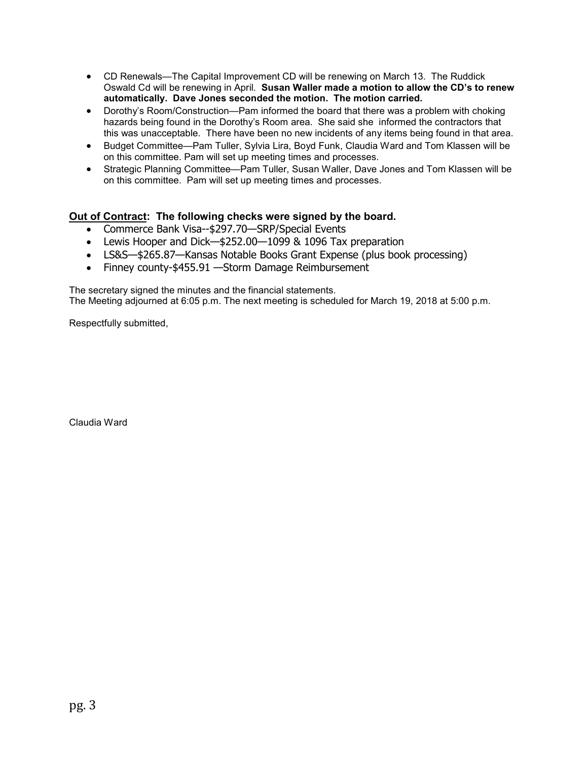- CD Renewals—The Capital Improvement CD will be renewing on March 13. The Ruddick Oswald Cd will be renewing in April. **Susan Waller made a motion to allow the CD's to renew automatically. Dave Jones seconded the motion. The motion carried.**
- Dorothy's Room/Construction—Pam informed the board that there was a problem with choking hazards being found in the Dorothy's Room area. She said she informed the contractors that this was unacceptable. There have been no new incidents of any items being found in that area.
- Budget Committee—Pam Tuller, Sylvia Lira, Boyd Funk, Claudia Ward and Tom Klassen will be on this committee. Pam will set up meeting times and processes.
- Strategic Planning Committee—Pam Tuller, Susan Waller, Dave Jones and Tom Klassen will be on this committee. Pam will set up meeting times and processes.

**<u>Out of Contract</u>: The following checks were signed by the board.**

- Commerce Bank Visa--$297.70—SRP/Special Events
- Lewis Hooper and Dick—$252.00—1099 & 1096 Tax preparation
- LS&S—$265.87—Kansas Notable Books Grant Expense (plus book processing)
- Finney county-$455.91 —Storm Damage Reimbursement

The secretary signed the minutes and the financial statements.
The Meeting adjourned at 6:05 p.m. The next meeting is scheduled for March 19, 2018 at 5:00 p.m.

Respectfully submitted,

Claudia Ward